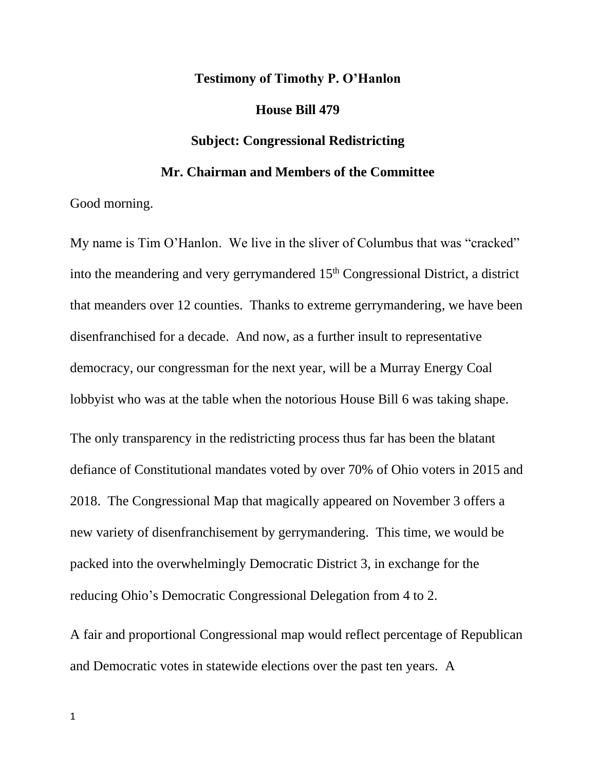**Testimony of Timothy P. O'Hanlon**

**House Bill 479**

**Subject: Congressional Redistricting**

**Mr. Chairman and Members of the Committee**

Good morning.

My name is Tim O'Hanlon. We live in the sliver of Columbus that was "cracked" into the meandering and very gerrymandered 15th Congressional District, a district that meanders over 12 counties. Thanks to extreme gerrymandering, we have been disenfranchised for a decade. And now, as a further insult to representative democracy, our congressman for the next year, will be a Murray Energy Coal lobbyist who was at the table when the notorious House Bill 6 was taking shape.

The only transparency in the redistricting process thus far has been the blatant defiance of Constitutional mandates voted by over 70% of Ohio voters in 2015 and 2018. The Congressional Map that magically appeared on November 3 offers a new variety of disenfranchisement by gerrymandering. This time, we would be packed into the overwhelmingly Democratic District 3, in exchange for the reducing Ohio's Democratic Congressional Delegation from 4 to 2.

A fair and proportional Congressional map would reflect percentage of Republican and Democratic votes in statewide elections over the past ten years. A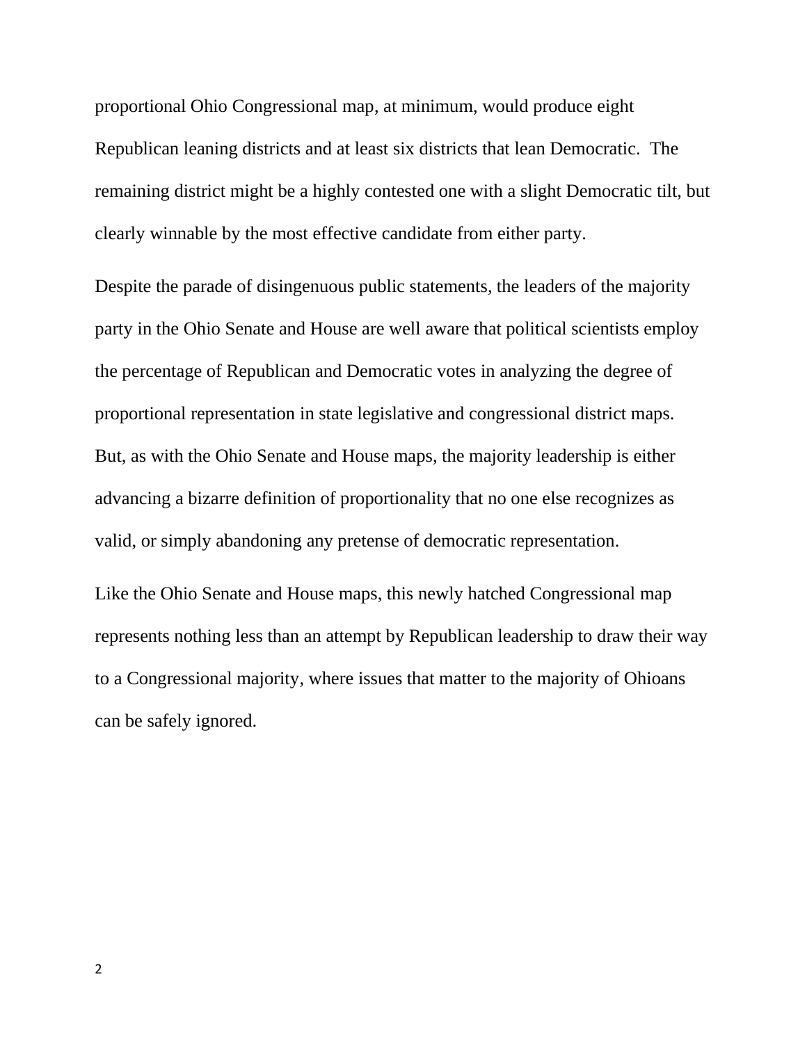proportional Ohio Congressional map, at minimum, would produce eight Republican leaning districts and at least six districts that lean Democratic. The remaining district might be a highly contested one with a slight Democratic tilt, but clearly winnable by the most effective candidate from either party.

Despite the parade of disingenuous public statements, the leaders of the majority party in the Ohio Senate and House are well aware that political scientists employ the percentage of Republican and Democratic votes in analyzing the degree of proportional representation in state legislative and congressional district maps. But, as with the Ohio Senate and House maps, the majority leadership is either advancing a bizarre definition of proportionality that no one else recognizes as valid, or simply abandoning any pretense of democratic representation.

Like the Ohio Senate and House maps, this newly hatched Congressional map represents nothing less than an attempt by Republican leadership to draw their way to a Congressional majority, where issues that matter to the majority of Ohioans can be safely ignored.